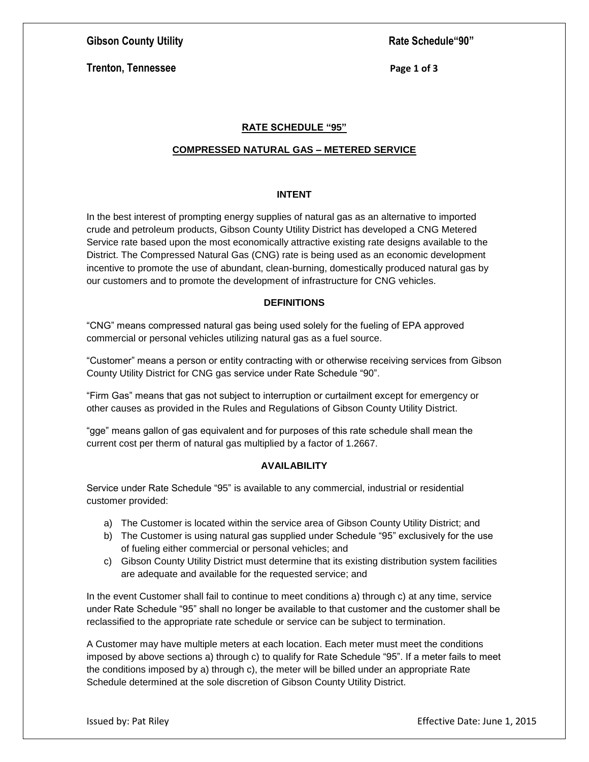## RATE SCHEDULE "95"

## COMPRESSED NATURAL GAS – METERED SERVICE

### INTENT

In the best interest of prompting energy supplies of natural gas as an alternative to imported crude and petroleum products, Gibson County Utility District has developed a CNG Metered Service rate based upon the most economically attractive existing rate designs available to the District. The Compressed Natural Gas (CNG) rate is being used as an economic development incentive to promote the use of abundant, clean-burning, domestically produced natural gas by our customers and to promote the development of infrastructure for CNG vehicles.

### DEFINITIONS

"CNG" means compressed natural gas being used solely for the fueling of EPA approved commercial or personal vehicles utilizing natural gas as a fuel source.

"Customer" means a person or entity contracting with or otherwise receiving services from Gibson County Utility District for CNG gas service under Rate Schedule "90".

"Firm Gas" means that gas not subject to interruption or curtailment except for emergency or other causes as provided in the Rules and Regulations of Gibson County Utility District.

"gge" means gallon of gas equivalent and for purposes of this rate schedule shall mean the current cost per therm of natural gas multiplied by a factor of 1.2667.

### AVAILABILITY

Service under Rate Schedule "95" is available to any commercial, industrial or residential customer provided:

a) The Customer is located within the service area of Gibson County Utility District; and
b) The Customer is using natural gas supplied under Schedule "95" exclusively for the use of fueling either commercial or personal vehicles; and
c) Gibson County Utility District must determine that its existing distribution system facilities are adequate and available for the requested service; and

In the event Customer shall fail to continue to meet conditions a) through c) at any time, service under Rate Schedule "95" shall no longer be available to that customer and the customer shall be reclassified to the appropriate rate schedule or service can be subject to termination.

A Customer may have multiple meters at each location. Each meter must meet the conditions imposed by above sections a) through c) to qualify for Rate Schedule "95". If a meter fails to meet the conditions imposed by a) through c), the meter will be billed under an appropriate Rate Schedule determined at the sole discretion of Gibson County Utility District.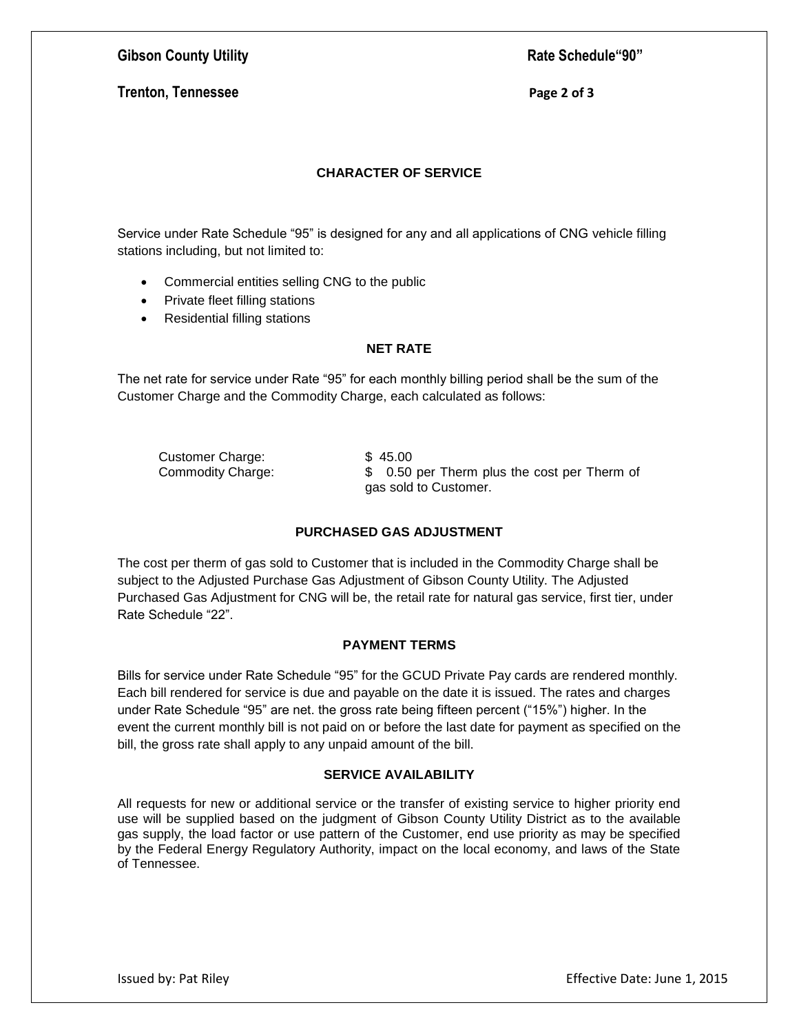## CHARACTER OF SERVICE

Service under Rate Schedule "95" is designed for any and all applications of CNG vehicle filling stations including, but not limited to:

- Commercial entities selling CNG to the public
- Private fleet filling stations
- Residential filling stations

## NET RATE

The net rate for service under Rate "95" for each monthly billing period shall be the sum of the Customer Charge and the Commodity Charge, each calculated as follows:

| | |
|---|---|
| Customer Charge: | \$ 45.00 |
| Commodity Charge: | \$ 0.50 per Therm plus the cost per Therm of gas sold to Customer. |

## PURCHASED GAS ADJUSTMENT

The cost per therm of gas sold to Customer that is included in the Commodity Charge shall be subject to the Adjusted Purchase Gas Adjustment of Gibson County Utility. The Adjusted Purchased Gas Adjustment for CNG will be, the retail rate for natural gas service, first tier, under Rate Schedule "22".

## PAYMENT TERMS

Bills for service under Rate Schedule "95" for the GCUD Private Pay cards are rendered monthly. Each bill rendered for service is due and payable on the date it is issued. The rates and charges under Rate Schedule "95" are net. the gross rate being fifteen percent ("15%") higher. In the event the current monthly bill is not paid on or before the last date for payment as specified on the bill, the gross rate shall apply to any unpaid amount of the bill.

## SERVICE AVAILABILITY

All requests for new or additional service or the transfer of existing service to higher priority end use will be supplied based on the judgment of Gibson County Utility District as to the available gas supply, the load factor or use pattern of the Customer, end use priority as may be specified by the Federal Energy Regulatory Authority, impact on the local economy, and laws of the State of Tennessee.

Issued by: Pat Riley

Effective Date: June 1, 2015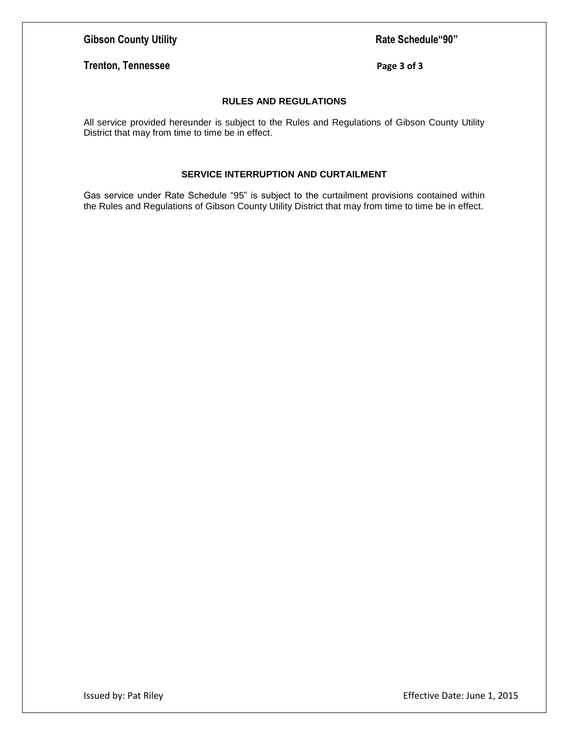## RULES AND REGULATIONS

All service provided hereunder is subject to the Rules and Regulations of Gibson County Utility District that may from time to time be in effect.

## SERVICE INTERRUPTION AND CURTAILMENT

Gas service under Rate Schedule “95” is subject to the curtailment provisions contained within the Rules and Regulations of Gibson County Utility District that may from time to time be in effect.